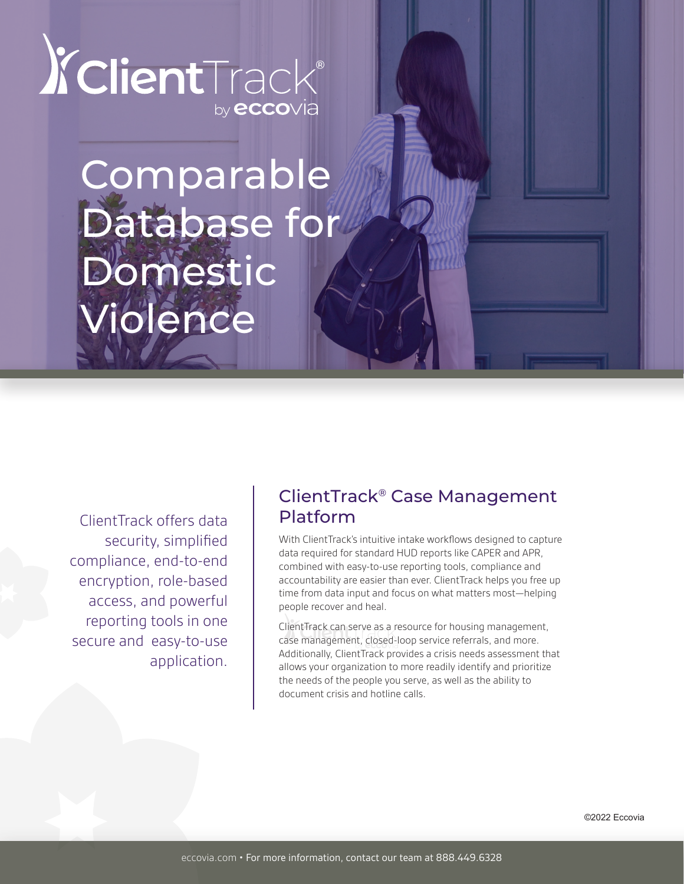ClientTrack® by eccovia

# Comparable Database for Domestic Violence

ClientTrack offers data security, simplified compliance, end-to-end encryption, role-based access, and powerful reporting tools in one secure and easy-to-use application.

## ClientTrack® Case Management Platform

With ClientTrack's intuitive intake workflows designed to capture data required for standard HUD reports like CAPER and APR, combined with easy-to-use reporting tools, compliance and accountability are easier than ever. ClientTrack helps you free up time from data input and focus on what matters most—helping people recover and heal.

ClientTrack can serve as a resource for housing management, case management, closed-loop service referrals, and more. Additionally, ClientTrack provides a crisis needs assessment that allows your organization to more readily identify and prioritize the needs of the people you serve, as well as the ability to document crisis and hotline calls.

©2022 Eccovia

eccovia.com • For more information, contact our team at 888.449.6328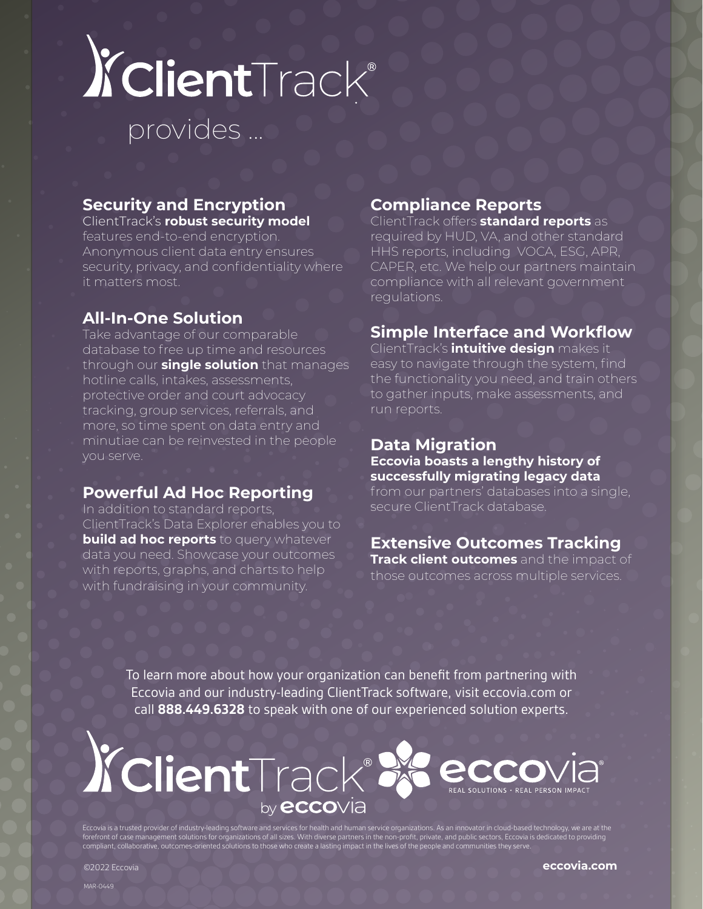# ClientTrack® provides ...

## Security and Encryption

ClientTrack's **robust security model** features end-to-end encryption. Anonymous client data entry ensures security, privacy, and confidentiality where it matters most.

## All-In-One Solution

Take advantage of our comparable database to free up time and resources through our **single solution** that manages hotline calls, intakes, assessments, protective order and court advocacy tracking, group services, referrals, and more, so time spent on data entry and minutiae can be reinvested in the people you serve.

## Powerful Ad Hoc Reporting

In addition to standard reports, ClientTrack's Data Explorer enables you to **build ad hoc reports** to query whatever data you need. Showcase your outcomes with reports, graphs, and charts to help with fundraising in your community.

## Compliance Reports

ClientTrack offers **standard reports** as required by HUD, VA, and other standard HHS reports, including VOCA, ESG, APR, CAPER, etc. We help our partners maintain compliance with all relevant government regulations.

## Simple Interface and Workflow

ClientTrack's **intuitive design** makes it easy to navigate through the system, find the functionality you need, and train others to gather inputs, make assessments, and run reports.

## Data Migration

**Eccovia boasts a lengthy history of successfully migrating legacy data** from our partners' databases into a single, secure ClientTrack database.

## Extensive Outcomes Tracking

**Track client outcomes** and the impact of those outcomes across multiple services.

To learn more about how your organization can benefit from partnering with Eccovia and our industry-leading ClientTrack software, visit eccovia.com or call **888.449.6328** to speak with one of our experienced solution experts.

ClientTrack® by eccovia

eccovia® REAL SOLUTIONS • REAL PERSON IMPACT

Eccovia is a trusted provider of industry-leading software and services for health and human service organizations. As an innovator in cloud-based technology, we are at the forefront of case management solutions for organizations of all sizes. With diverse partners in the non-profit, private, and public sectors, Eccovia is dedicated to providing compliant, collaborative, outcomes-oriented solutions to those who create a lasting impact in the lives of the people and communities they serve.

©2022 Eccovia

**eccovia.com**

MAR-0449